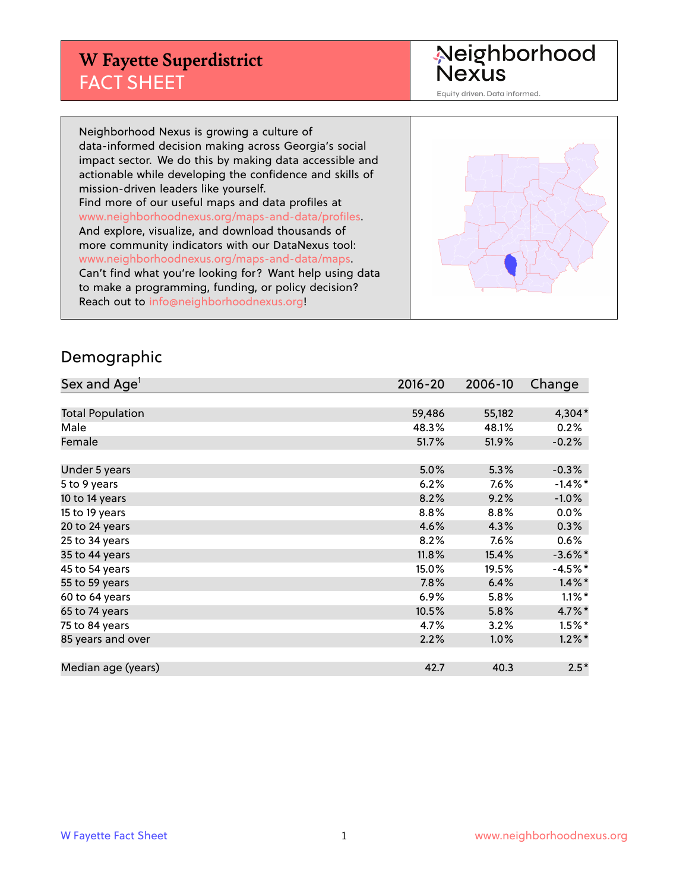# W Fayette Superdistrict
## FACT SHEET

Neighborhood Nexus

Equity driven. Data informed.

Neighborhood Nexus is growing a culture of data-informed decision making across Georgia's social impact sector. We do this by making data accessible and actionable while developing the confidence and skills of mission-driven leaders like yourself.
Find more of our useful maps and data profiles at www.neighborhoodnexus.org/maps-and-data/profiles.
And explore, visualize, and download thousands of more community indicators with our DataNexus tool: www.neighborhoodnexus.org/maps-and-data/maps.
Can't find what you're looking for? Want help using data to make a programming, funding, or policy decision?
Reach out to info@neighborhoodnexus.org!

## Demographic

| Sex and Age[1] | 2016-20 | 2006-10 | Change |
|---|---|---|---|
| Total Population | 59,486 | 55,182 | 4,304* |
| Male | 48.3% | 48.1% | 0.2% |
| Female | 51.7% | 51.9% | -0.2% |
| Under 5 years | 5.0% | 5.3% | -0.3% |
| 5 to 9 years | 6.2% | 7.6% | -1.4%* |
| 10 to 14 years | 8.2% | 9.2% | -1.0% |
| 15 to 19 years | 8.8% | 8.8% | 0.0% |
| 20 to 24 years | 4.6% | 4.3% | 0.3% |
| 25 to 34 years | 8.2% | 7.6% | 0.6% |
| 35 to 44 years | 11.8% | 15.4% | -3.6%* |
| 45 to 54 years | 15.0% | 19.5% | -4.5%* |
| 55 to 59 years | 7.8% | 6.4% | 1.4%* |
| 60 to 64 years | 6.9% | 5.8% | 1.1%* |
| 65 to 74 years | 10.5% | 5.8% | 4.7%* |
| 75 to 84 years | 4.7% | 3.2% | 1.5%* |
| 85 years and over | 2.2% | 1.0% | 1.2%* |
| Median age (years) | 42.7 | 40.3 | 2.5* |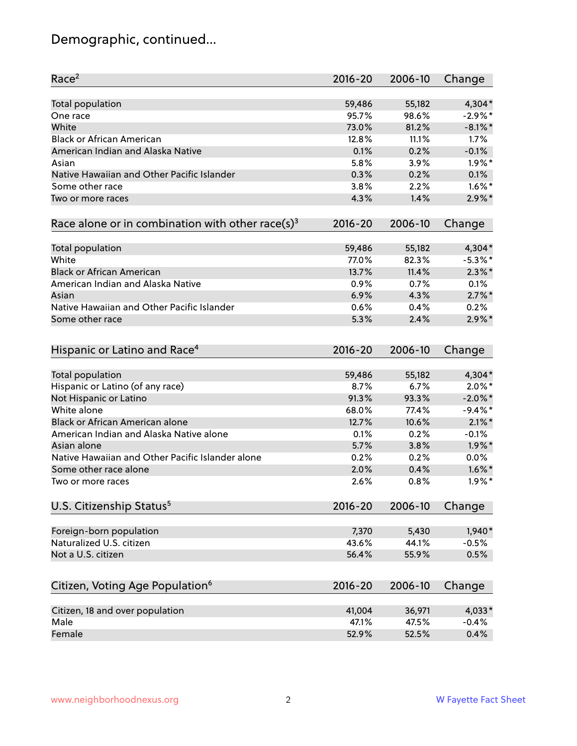# Demographic, continued...

| Race[2] | 2016-20 | 2006-10 | Change |
|---|---|---|---|
| Total population | 59,486 | 55,182 | 4,304* |
| One race | 95.7% | 98.6% | -2.9%* |
| White | 73.0% | 81.2% | -8.1%* |
| Black or African American | 12.8% | 11.1% | 1.7% |
| American Indian and Alaska Native | 0.1% | 0.2% | -0.1% |
| Asian | 5.8% | 3.9% | 1.9%* |
| Native Hawaiian and Other Pacific Islander | 0.3% | 0.2% | 0.1% |
| Some other race | 3.8% | 2.2% | 1.6%* |
| Two or more races | 4.3% | 1.4% | 2.9%* |

| Race alone or in combination with other race(s)[3] | 2016-20 | 2006-10 | Change |
|---|---|---|---|
| Total population | 59,486 | 55,182 | 4,304* |
| White | 77.0% | 82.3% | -5.3%* |
| Black or African American | 13.7% | 11.4% | 2.3%* |
| American Indian and Alaska Native | 0.9% | 0.7% | 0.1% |
| Asian | 6.9% | 4.3% | 2.7%* |
| Native Hawaiian and Other Pacific Islander | 0.6% | 0.4% | 0.2% |
| Some other race | 5.3% | 2.4% | 2.9%* |

| Hispanic or Latino and Race[4] | 2016-20 | 2006-10 | Change |
|---|---|---|---|
| Total population | 59,486 | 55,182 | 4,304* |
| Hispanic or Latino (of any race) | 8.7% | 6.7% | 2.0%* |
| Not Hispanic or Latino | 91.3% | 93.3% | -2.0%* |
| White alone | 68.0% | 77.4% | -9.4%* |
| Black or African American alone | 12.7% | 10.6% | 2.1%* |
| American Indian and Alaska Native alone | 0.1% | 0.2% | -0.1% |
| Asian alone | 5.7% | 3.8% | 1.9%* |
| Native Hawaiian and Other Pacific Islander alone | 0.2% | 0.2% | 0.0% |
| Some other race alone | 2.0% | 0.4% | 1.6%* |
| Two or more races | 2.6% | 0.8% | 1.9%* |

| U.S. Citizenship Status[5] | 2016-20 | 2006-10 | Change |
|---|---|---|---|
| Foreign-born population | 7,370 | 5,430 | 1,940* |
| Naturalized U.S. citizen | 43.6% | 44.1% | -0.5% |
| Not a U.S. citizen | 56.4% | 55.9% | 0.5% |

| Citizen, Voting Age Population[6] | 2016-20 | 2006-10 | Change |
|---|---|---|---|
| Citizen, 18 and over population | 41,004 | 36,971 | 4,033* |
| Male | 47.1% | 47.5% | -0.4% |
| Female | 52.9% | 52.5% | 0.4% |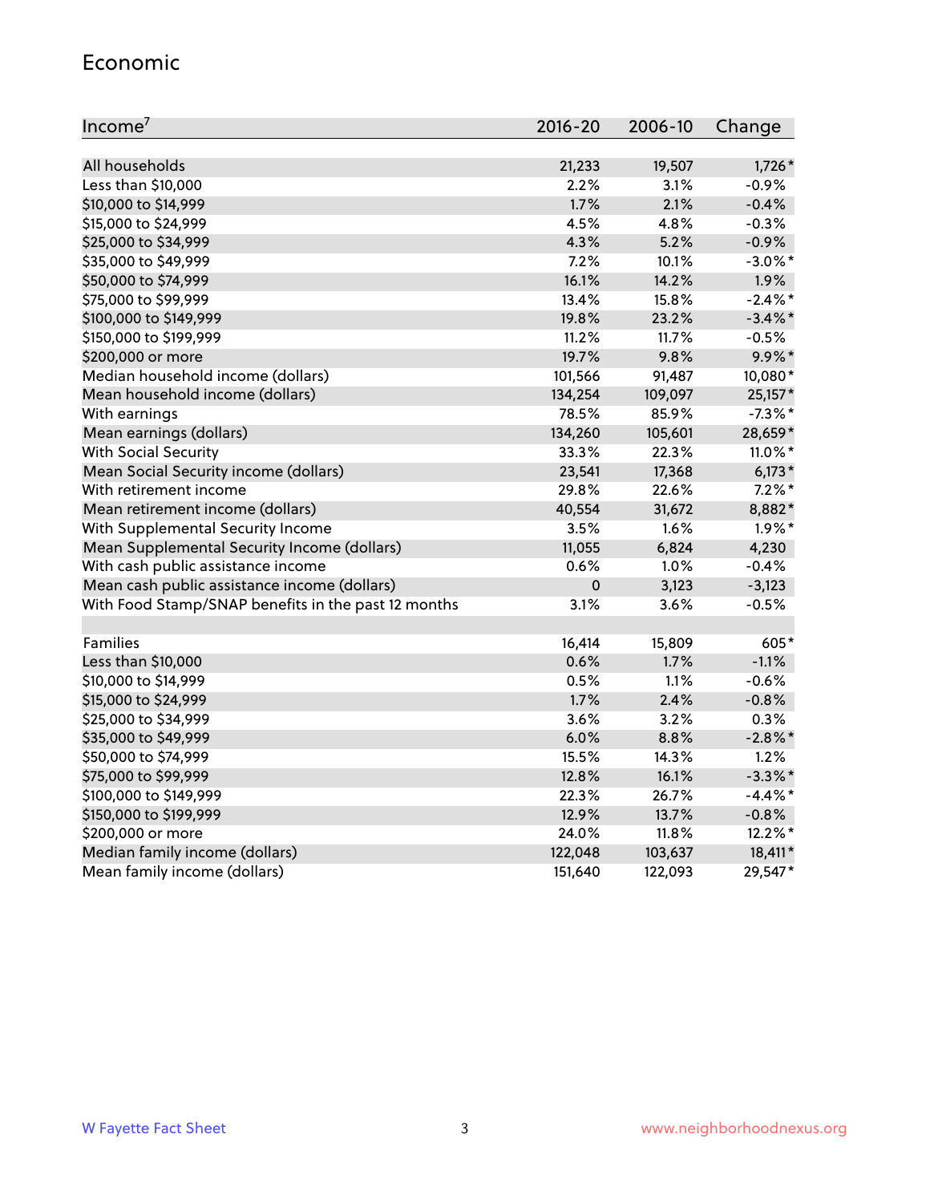## Economic

| Income[7] | 2016-20 | 2006-10 | Change |
|---|---|---|---|
| All households | 21,233 | 19,507 | 1,726* |
| Less than $10,000 | 2.2% | 3.1% | -0.9% |
| $10,000 to $14,999 | 1.7% | 2.1% | -0.4% |
| $15,000 to $24,999 | 4.5% | 4.8% | -0.3% |
| $25,000 to $34,999 | 4.3% | 5.2% | -0.9% |
| $35,000 to $49,999 | 7.2% | 10.1% | -3.0%* |
| $50,000 to $74,999 | 16.1% | 14.2% | 1.9% |
| $75,000 to $99,999 | 13.4% | 15.8% | -2.4%* |
| $100,000 to $149,999 | 19.8% | 23.2% | -3.4%* |
| $150,000 to $199,999 | 11.2% | 11.7% | -0.5% |
| $200,000 or more | 19.7% | 9.8% | 9.9%* |
| Median household income (dollars) | 101,566 | 91,487 | 10,080* |
| Mean household income (dollars) | 134,254 | 109,097 | 25,157* |
| With earnings | 78.5% | 85.9% | -7.3%* |
| Mean earnings (dollars) | 134,260 | 105,601 | 28,659* |
| With Social Security | 33.3% | 22.3% | 11.0%* |
| Mean Social Security income (dollars) | 23,541 | 17,368 | 6,173* |
| With retirement income | 29.8% | 22.6% | 7.2%* |
| Mean retirement income (dollars) | 40,554 | 31,672 | 8,882* |
| With Supplemental Security Income | 3.5% | 1.6% | 1.9%* |
| Mean Supplemental Security Income (dollars) | 11,055 | 6,824 | 4,230 |
| With cash public assistance income | 0.6% | 1.0% | -0.4% |
| Mean cash public assistance income (dollars) | 0 | 3,123 | -3,123 |
| With Food Stamp/SNAP benefits in the past 12 months | 3.1% | 3.6% | -0.5% |
| | | | |
| Families | 16,414 | 15,809 | 605* |
| Less than $10,000 | 0.6% | 1.7% | -1.1% |
| $10,000 to $14,999 | 0.5% | 1.1% | -0.6% |
| $15,000 to $24,999 | 1.7% | 2.4% | -0.8% |
| $25,000 to $34,999 | 3.6% | 3.2% | 0.3% |
| $35,000 to $49,999 | 6.0% | 8.8% | -2.8%* |
| $50,000 to $74,999 | 15.5% | 14.3% | 1.2% |
| $75,000 to $99,999 | 12.8% | 16.1% | -3.3%* |
| $100,000 to $149,999 | 22.3% | 26.7% | -4.4%* |
| $150,000 to $199,999 | 12.9% | 13.7% | -0.8% |
| $200,000 or more | 24.0% | 11.8% | 12.2%* |
| Median family income (dollars) | 122,048 | 103,637 | 18,411* |
| Mean family income (dollars) | 151,640 | 122,093 | 29,547* |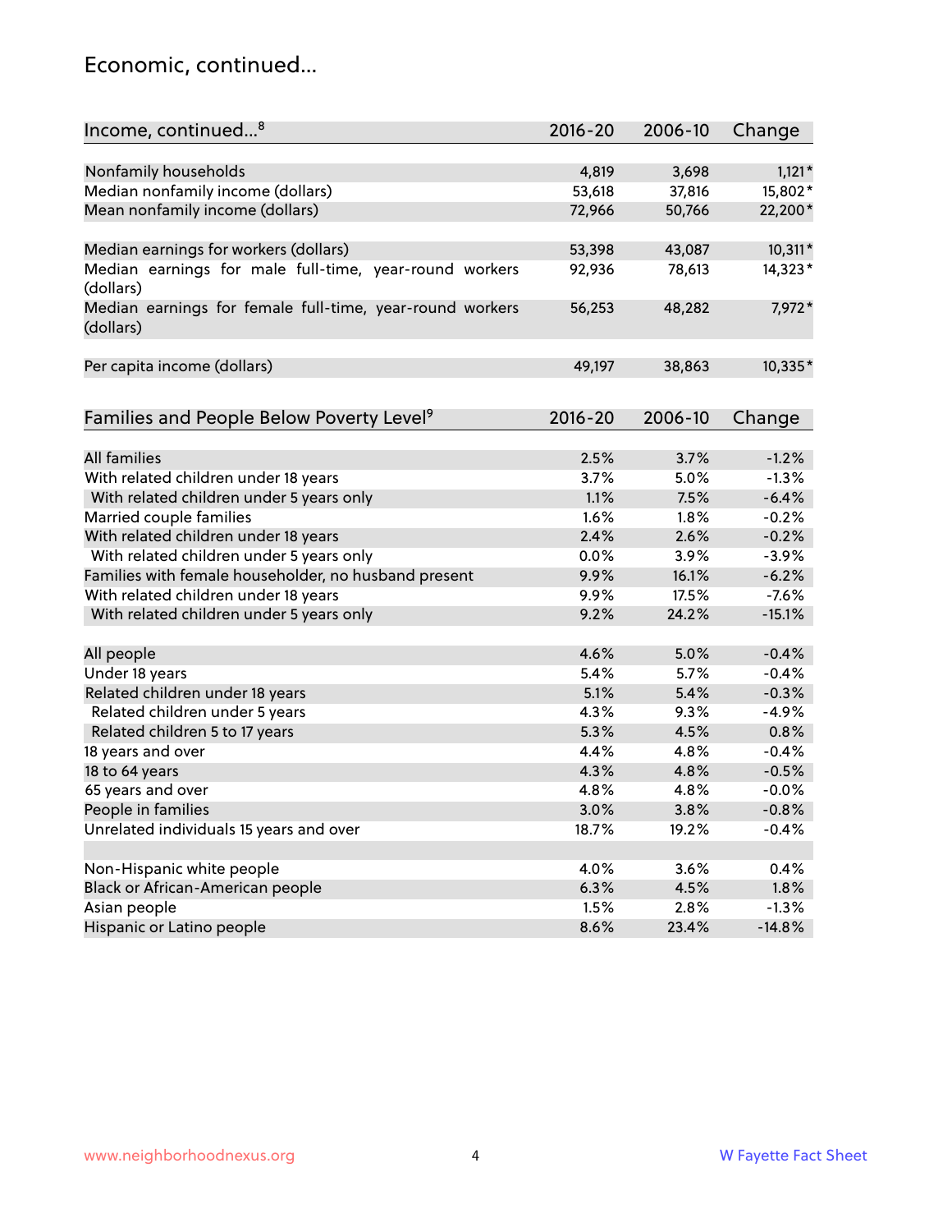## Economic, continued...

| Income, continued...[8] | 2016-20 | 2006-10 | Change |
|---|---|---|---|
| Nonfamily households | 4,819 | 3,698 | 1,121* |
| Median nonfamily income (dollars) | 53,618 | 37,816 | 15,802* |
| Mean nonfamily income (dollars) | 72,966 | 50,766 | 22,200* |
| | | | |
| Median earnings for workers (dollars) | 53,398 | 43,087 | 10,311* |
| Median earnings for male full-time, year-round workers (dollars) | 92,936 | 78,613 | 14,323* |
| Median earnings for female full-time, year-round workers (dollars) | 56,253 | 48,282 | 7,972* |
| | | | |
| Per capita income (dollars) | 49,197 | 38,863 | 10,335* |

| Families and People Below Poverty Level[9] | 2016-20 | 2006-10 | Change |
|---|---|---|---|
| All families | 2.5% | 3.7% | -1.2% |
| With related children under 18 years | 3.7% | 5.0% | -1.3% |
| With related children under 5 years only | 1.1% | 7.5% | -6.4% |
| Married couple families | 1.6% | 1.8% | -0.2% |
| With related children under 18 years | 2.4% | 2.6% | -0.2% |
| With related children under 5 years only | 0.0% | 3.9% | -3.9% |
| Families with female householder, no husband present | 9.9% | 16.1% | -6.2% |
| With related children under 18 years | 9.9% | 17.5% | -7.6% |
| With related children under 5 years only | 9.2% | 24.2% | -15.1% |
| | | | |
| All people | 4.6% | 5.0% | -0.4% |
| Under 18 years | 5.4% | 5.7% | -0.4% |
| Related children under 18 years | 5.1% | 5.4% | -0.3% |
| Related children under 5 years | 4.3% | 9.3% | -4.9% |
| Related children 5 to 17 years | 5.3% | 4.5% | 0.8% |
| 18 years and over | 4.4% | 4.8% | -0.4% |
| 18 to 64 years | 4.3% | 4.8% | -0.5% |
| 65 years and over | 4.8% | 4.8% | -0.0% |
| People in families | 3.0% | 3.8% | -0.8% |
| Unrelated individuals 15 years and over | 18.7% | 19.2% | -0.4% |
| | | | |
| Non-Hispanic white people | 4.0% | 3.6% | 0.4% |
| Black or African-American people | 6.3% | 4.5% | 1.8% |
| Asian people | 1.5% | 2.8% | -1.3% |
| Hispanic or Latino people | 8.6% | 23.4% | -14.8% |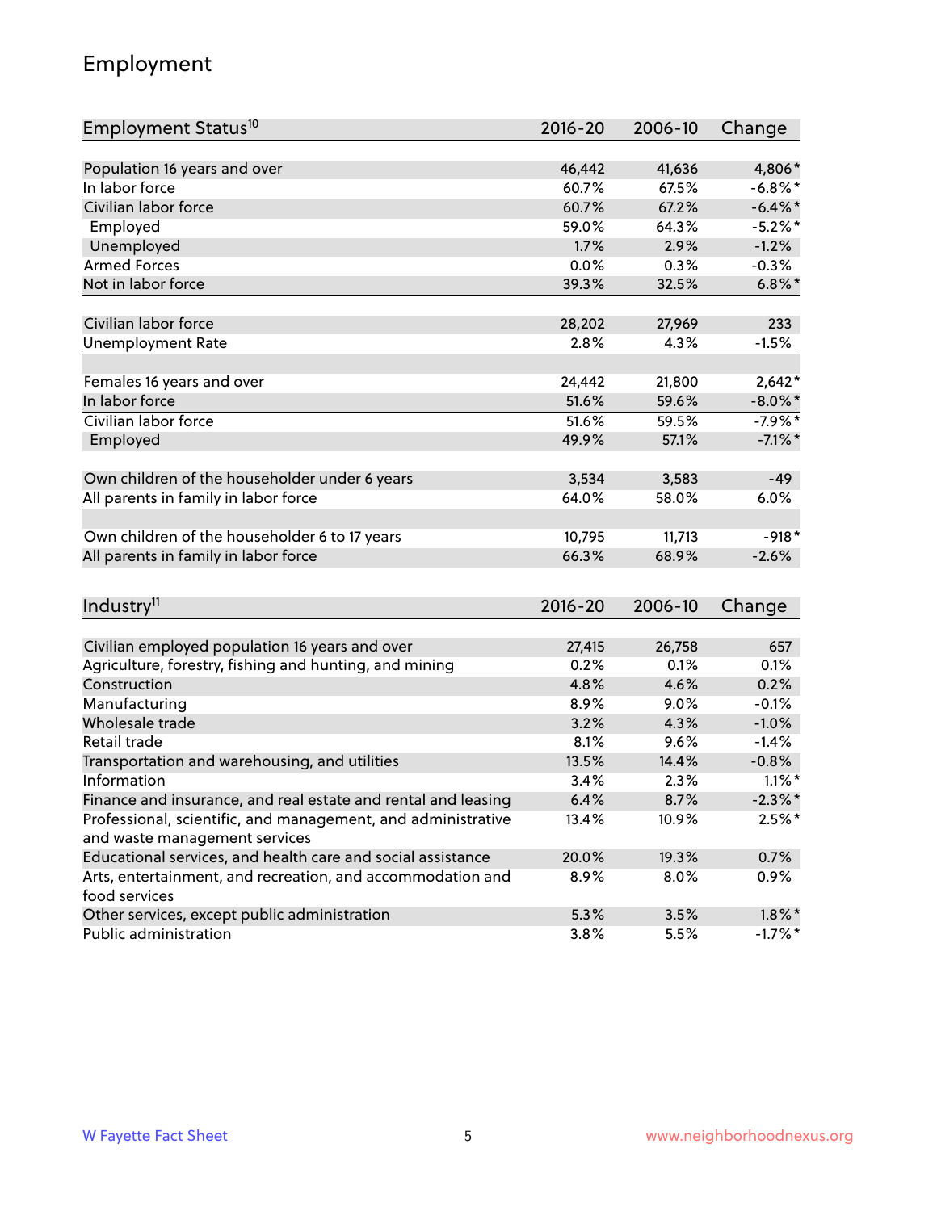## Employment

| Employment Status[10] | 2016-20 | 2006-10 | Change |
|---|---|---|---|
| Population 16 years and over | 46,442 | 41,636 | 4,806* |
| In labor force | 60.7% | 67.5% | -6.8%* |
| Civilian labor force | 60.7% | 67.2% | -6.4%* |
| Employed | 59.0% | 64.3% | -5.2%* |
| Unemployed | 1.7% | 2.9% | -1.2% |
| Armed Forces | 0.0% | 0.3% | -0.3% |
| Not in labor force | 39.3% | 32.5% | 6.8%* |
| | | | |
| Civilian labor force | 28,202 | 27,969 | 233 |
| Unemployment Rate | 2.8% | 4.3% | -1.5% |
| | | | |
| Females 16 years and over | 24,442 | 21,800 | 2,642* |
| In labor force | 51.6% | 59.6% | -8.0%* |
| Civilian labor force | 51.6% | 59.5% | -7.9%* |
| Employed | 49.9% | 57.1% | -7.1%* |
| | | | |
| Own children of the householder under 6 years | 3,534 | 3,583 | -49 |
| All parents in family in labor force | 64.0% | 58.0% | 6.0% |
| | | | |
| Own children of the householder 6 to 17 years | 10,795 | 11,713 | -918* |
| All parents in family in labor force | 66.3% | 68.9% | -2.6% |

| Industry[11] | 2016-20 | 2006-10 | Change |
|---|---|---|---|
| Civilian employed population 16 years and over | 27,415 | 26,758 | 657 |
| Agriculture, forestry, fishing and hunting, and mining | 0.2% | 0.1% | 0.1% |
| Construction | 4.8% | 4.6% | 0.2% |
| Manufacturing | 8.9% | 9.0% | -0.1% |
| Wholesale trade | 3.2% | 4.3% | -1.0% |
| Retail trade | 8.1% | 9.6% | -1.4% |
| Transportation and warehousing, and utilities | 13.5% | 14.4% | -0.8% |
| Information | 3.4% | 2.3% | 1.1%* |
| Finance and insurance, and real estate and rental and leasing | 6.4% | 8.7% | -2.3%* |
| Professional, scientific, and management, and administrative and waste management services | 13.4% | 10.9% | 2.5%* |
| Educational services, and health care and social assistance | 20.0% | 19.3% | 0.7% |
| Arts, entertainment, and recreation, and accommodation and food services | 8.9% | 8.0% | 0.9% |
| Other services, except public administration | 5.3% | 3.5% | 1.8%* |
| Public administration | 3.8% | 5.5% | -1.7%* |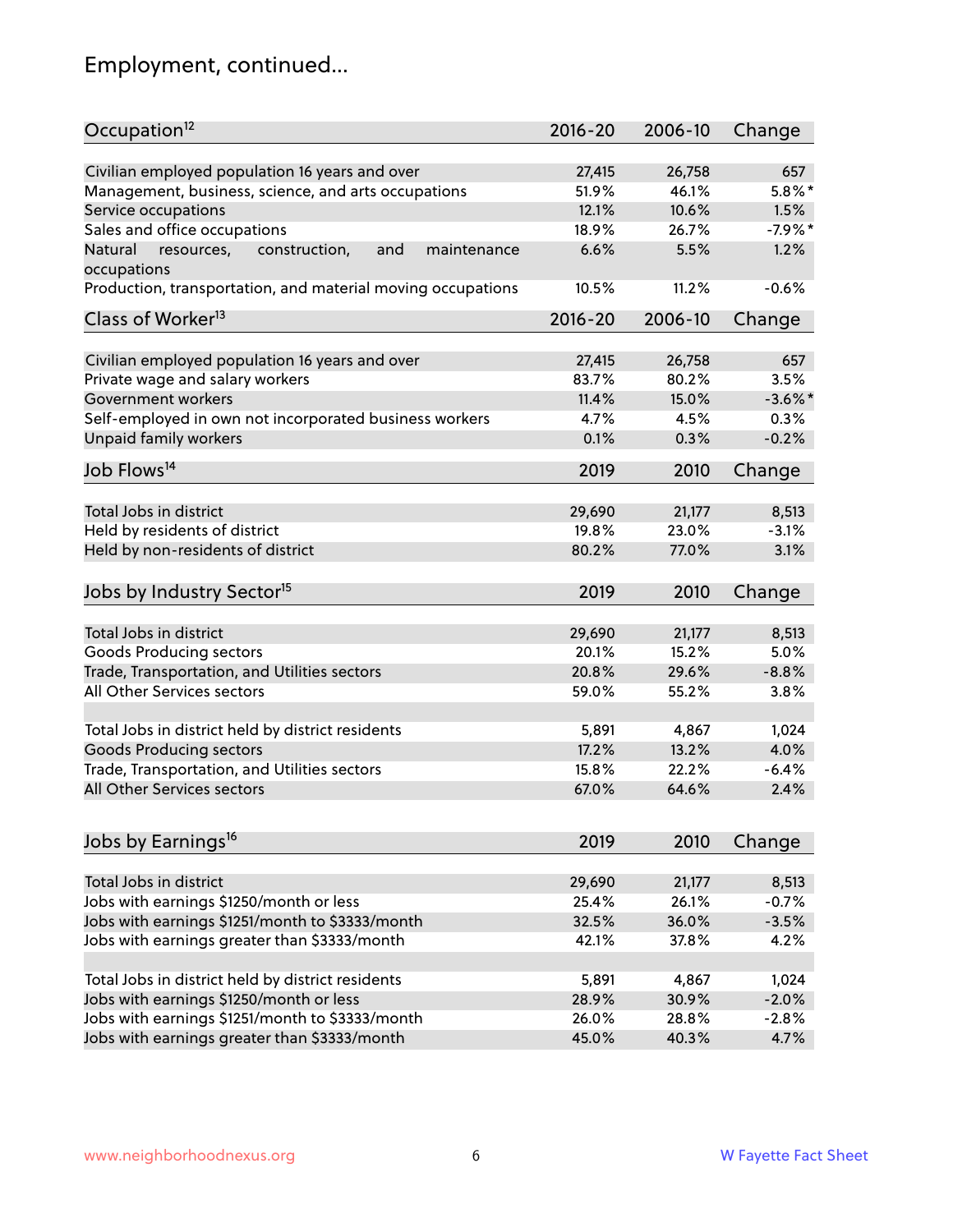## Employment, continued...

| Occupation[12] | 2016-20 | 2006-10 | Change |
|---|---|---|---|
| Civilian employed population 16 years and over | 27,415 | 26,758 | 657 |
| Management, business, science, and arts occupations | 51.9% | 46.1% | 5.8%* |
| Service occupations | 12.1% | 10.6% | 1.5% |
| Sales and office occupations | 18.9% | 26.7% | -7.9%* |
| Natural resources, construction, and maintenance occupations | 6.6% | 5.5% | 1.2% |
| Production, transportation, and material moving occupations | 10.5% | 11.2% | -0.6% |

| Class of Worker[13] | 2016-20 | 2006-10 | Change |
|---|---|---|---|
| Civilian employed population 16 years and over | 27,415 | 26,758 | 657 |
| Private wage and salary workers | 83.7% | 80.2% | 3.5% |
| Government workers | 11.4% | 15.0% | -3.6%* |
| Self-employed in own not incorporated business workers | 4.7% | 4.5% | 0.3% |
| Unpaid family workers | 0.1% | 0.3% | -0.2% |

| Job Flows[14] | 2019 | 2010 | Change |
|---|---|---|---|
| Total Jobs in district | 29,690 | 21,177 | 8,513 |
| Held by residents of district | 19.8% | 23.0% | -3.1% |
| Held by non-residents of district | 80.2% | 77.0% | 3.1% |

| Jobs by Industry Sector[15] | 2019 | 2010 | Change |
|---|---|---|---|
| Total Jobs in district | 29,690 | 21,177 | 8,513 |
| Goods Producing sectors | 20.1% | 15.2% | 5.0% |
| Trade, Transportation, and Utilities sectors | 20.8% | 29.6% | -8.8% |
| All Other Services sectors | 59.0% | 55.2% | 3.8% |
| | | | |
| Total Jobs in district held by district residents | 5,891 | 4,867 | 1,024 |
| Goods Producing sectors | 17.2% | 13.2% | 4.0% |
| Trade, Transportation, and Utilities sectors | 15.8% | 22.2% | -6.4% |
| All Other Services sectors | 67.0% | 64.6% | 2.4% |

| Jobs by Earnings[16] | 2019 | 2010 | Change |
|---|---|---|---|
| Total Jobs in district | 29,690 | 21,177 | 8,513 |
| Jobs with earnings $1250/month or less | 25.4% | 26.1% | -0.7% |
| Jobs with earnings $1251/month to $3333/month | 32.5% | 36.0% | -3.5% |
| Jobs with earnings greater than $3333/month | 42.1% | 37.8% | 4.2% |
| | | | |
| Total Jobs in district held by district residents | 5,891 | 4,867 | 1,024 |
| Jobs with earnings $1250/month or less | 28.9% | 30.9% | -2.0% |
| Jobs with earnings $1251/month to $3333/month | 26.0% | 28.8% | -2.8% |
| Jobs with earnings greater than $3333/month | 45.0% | 40.3% | 4.7% |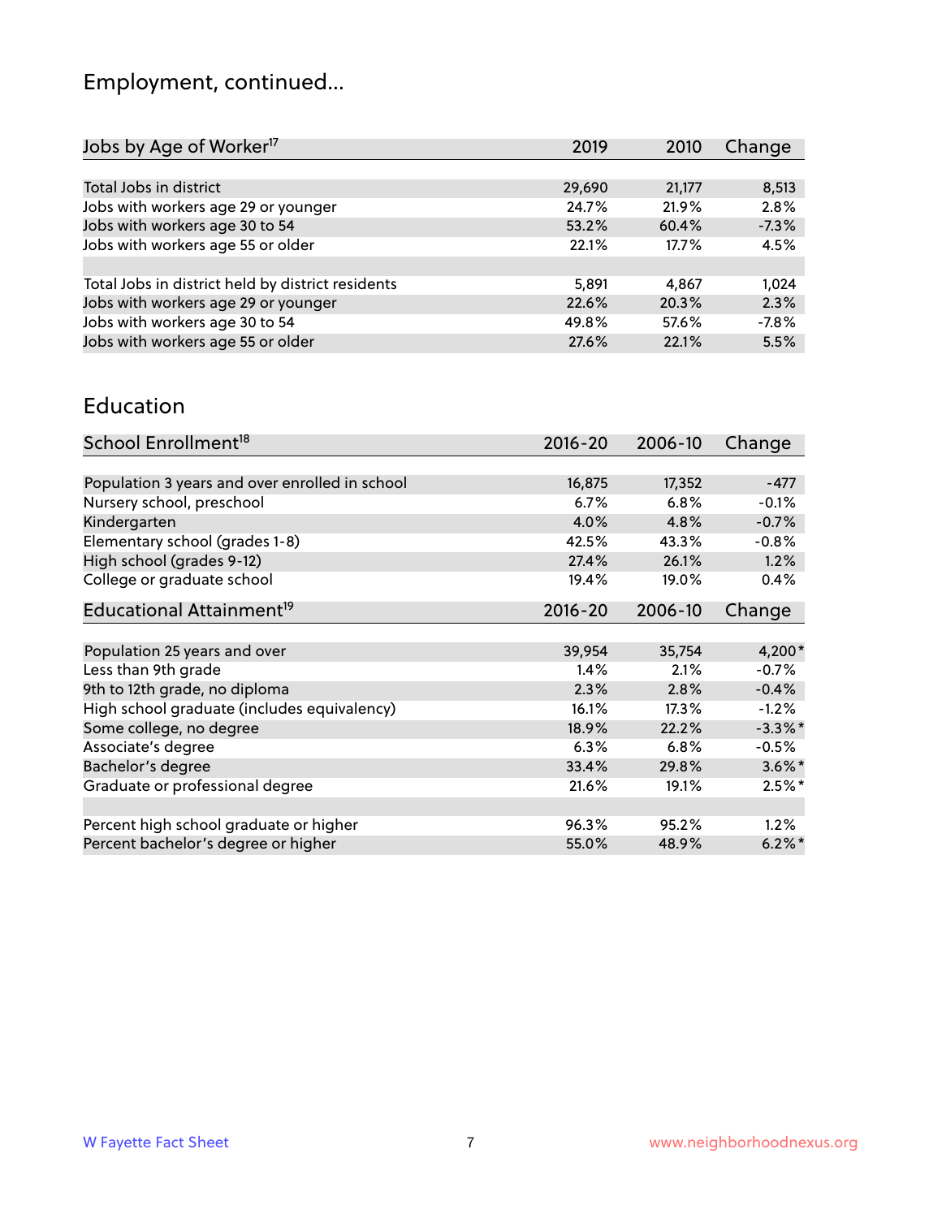## Employment, continued...

| Jobs by Age of Worker[17] | 2019 | 2010 | Change |
|---|---|---|---|
| | | | |
| Total Jobs in district | 29,690 | 21,177 | 8,513 |
| Jobs with workers age 29 or younger | 24.7% | 21.9% | 2.8% |
| Jobs with workers age 30 to 54 | 53.2% | 60.4% | -7.3% |
| Jobs with workers age 55 or older | 22.1% | 17.7% | 4.5% |
| | | | |
| Total Jobs in district held by district residents | 5,891 | 4,867 | 1,024 |
| Jobs with workers age 29 or younger | 22.6% | 20.3% | 2.3% |
| Jobs with workers age 30 to 54 | 49.8% | 57.6% | -7.8% |
| Jobs with workers age 55 or older | 27.6% | 22.1% | 5.5% |

## Education

| School Enrollment[18] | 2016-20 | 2006-10 | Change |
|---|---|---|---|
| | | | |
| Population 3 years and over enrolled in school | 16,875 | 17,352 | -477 |
| Nursery school, preschool | 6.7% | 6.8% | -0.1% |
| Kindergarten | 4.0% | 4.8% | -0.7% |
| Elementary school (grades 1-8) | 42.5% | 43.3% | -0.8% |
| High school (grades 9-12) | 27.4% | 26.1% | 1.2% |
| College or graduate school | 19.4% | 19.0% | 0.4% |

| Educational Attainment[19] | 2016-20 | 2006-10 | Change |
|---|---|---|---|
| | | | |
| Population 25 years and over | 39,954 | 35,754 | 4,200* |
| Less than 9th grade | 1.4% | 2.1% | -0.7% |
| 9th to 12th grade, no diploma | 2.3% | 2.8% | -0.4% |
| High school graduate (includes equivalency) | 16.1% | 17.3% | -1.2% |
| Some college, no degree | 18.9% | 22.2% | -3.3%* |
| Associate's degree | 6.3% | 6.8% | -0.5% |
| Bachelor's degree | 33.4% | 29.8% | 3.6%* |
| Graduate or professional degree | 21.6% | 19.1% | 2.5%* |
| | | | |
| Percent high school graduate or higher | 96.3% | 95.2% | 1.2% |
| Percent bachelor's degree or higher | 55.0% | 48.9% | 6.2%* |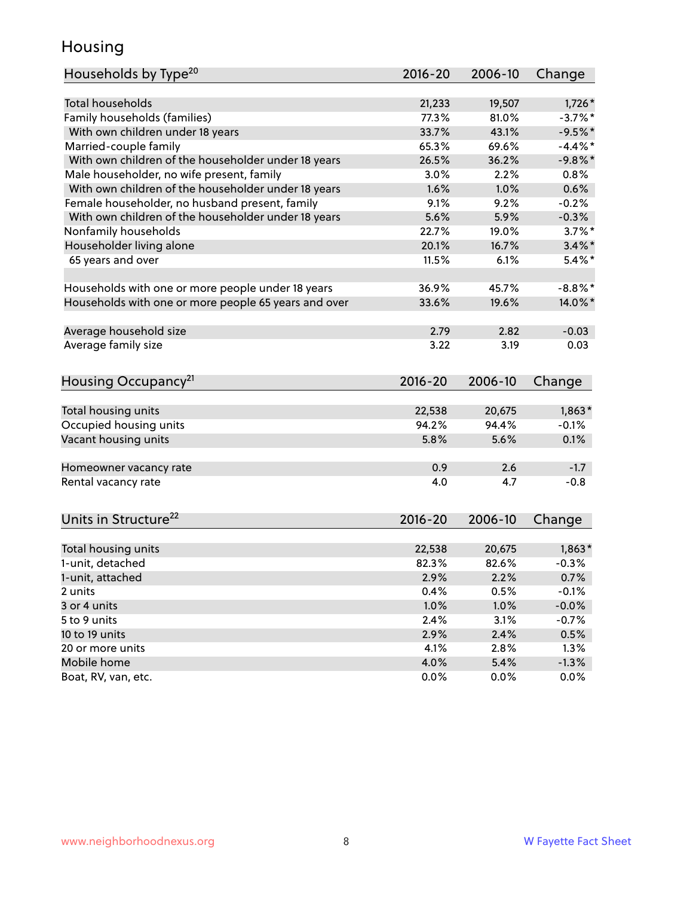## Housing

| Households by Type[20] | 2016-20 | 2006-10 | Change |
|---|---|---|---|
| Total households | 21,233 | 19,507 | 1,726* |
| Family households (families) | 77.3% | 81.0% | -3.7%* |
| With own children under 18 years | 33.7% | 43.1% | -9.5%* |
| Married-couple family | 65.3% | 69.6% | -4.4%* |
| With own children of the householder under 18 years | 26.5% | 36.2% | -9.8%* |
| Male householder, no wife present, family | 3.0% | 2.2% | 0.8% |
| With own children of the householder under 18 years | 1.6% | 1.0% | 0.6% |
| Female householder, no husband present, family | 9.1% | 9.2% | -0.2% |
| With own children of the householder under 18 years | 5.6% | 5.9% | -0.3% |
| Nonfamily households | 22.7% | 19.0% | 3.7%* |
| Householder living alone | 20.1% | 16.7% | 3.4%* |
| 65 years and over | 11.5% | 6.1% | 5.4%* |
| | | | |
| Households with one or more people under 18 years | 36.9% | 45.7% | -8.8%* |
| Households with one or more people 65 years and over | 33.6% | 19.6% | 14.0%* |
| | | | |
| Average household size | 2.79 | 2.82 | -0.03 |
| Average family size | 3.22 | 3.19 | 0.03 |

| Housing Occupancy[21] | 2016-20 | 2006-10 | Change |
|---|---|---|---|
| Total housing units | 22,538 | 20,675 | 1,863* |
| Occupied housing units | 94.2% | 94.4% | -0.1% |
| Vacant housing units | 5.8% | 5.6% | 0.1% |
| | | | |
| Homeowner vacancy rate | 0.9 | 2.6 | -1.7 |
| Rental vacancy rate | 4.0 | 4.7 | -0.8 |

| Units in Structure[22] | 2016-20 | 2006-10 | Change |
|---|---|---|---|
| Total housing units | 22,538 | 20,675 | 1,863* |
| 1-unit, detached | 82.3% | 82.6% | -0.3% |
| 1-unit, attached | 2.9% | 2.2% | 0.7% |
| 2 units | 0.4% | 0.5% | -0.1% |
| 3 or 4 units | 1.0% | 1.0% | -0.0% |
| 5 to 9 units | 2.4% | 3.1% | -0.7% |
| 10 to 19 units | 2.9% | 2.4% | 0.5% |
| 20 or more units | 4.1% | 2.8% | 1.3% |
| Mobile home | 4.0% | 5.4% | -1.3% |
| Boat, RV, van, etc. | 0.0% | 0.0% | 0.0% |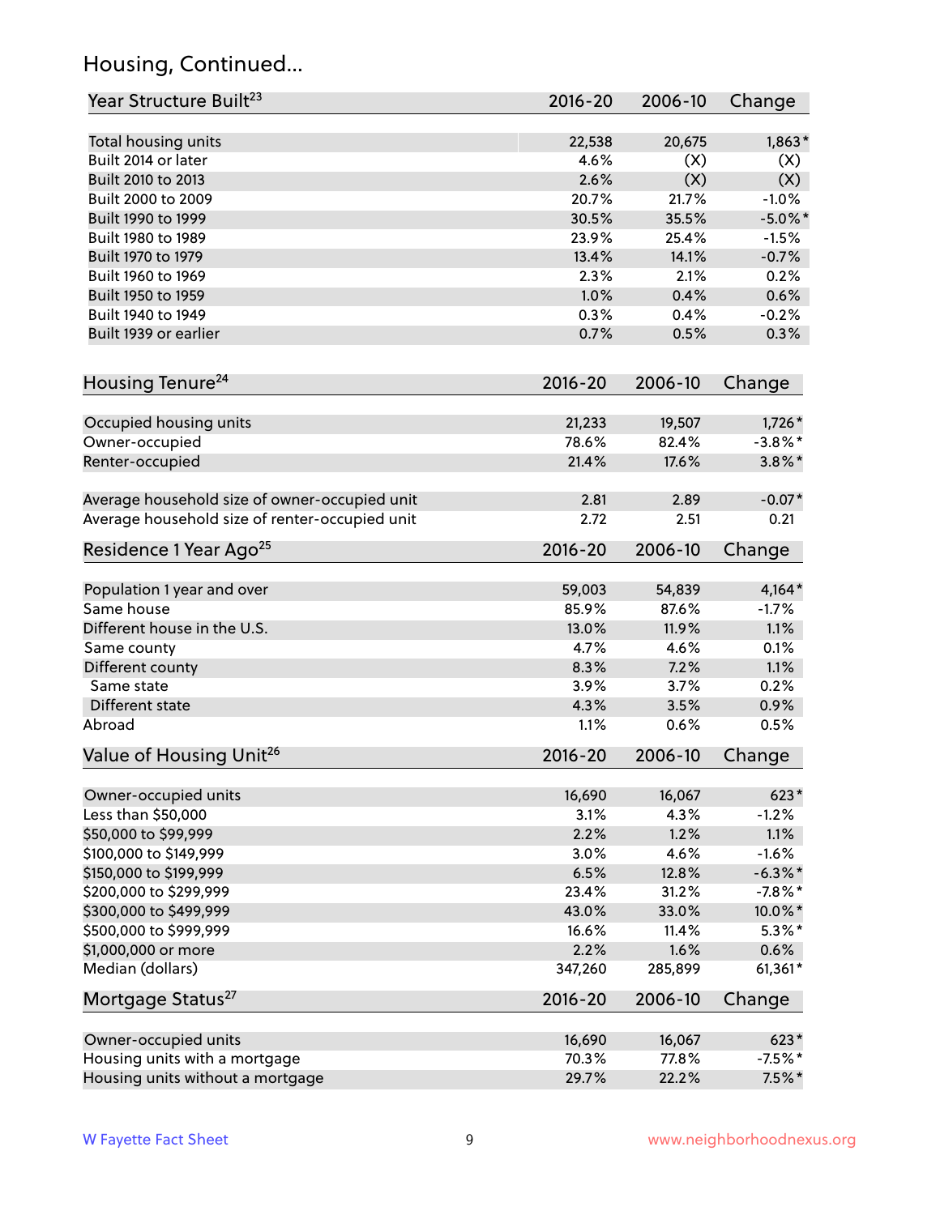## Housing, Continued...

| Year Structure Built[23] | 2016-20 | 2006-10 | Change |
|---|---|---|---|
| Total housing units | 22,538 | 20,675 | 1,863* |
| Built 2014 or later | 4.6% | (X) | (X) |
| Built 2010 to 2013 | 2.6% | (X) | (X) |
| Built 2000 to 2009 | 20.7% | 21.7% | -1.0% |
| Built 1990 to 1999 | 30.5% | 35.5% | -5.0%* |
| Built 1980 to 1989 | 23.9% | 25.4% | -1.5% |
| Built 1970 to 1979 | 13.4% | 14.1% | -0.7% |
| Built 1960 to 1969 | 2.3% | 2.1% | 0.2% |
| Built 1950 to 1959 | 1.0% | 0.4% | 0.6% |
| Built 1940 to 1949 | 0.3% | 0.4% | -0.2% |
| Built 1939 or earlier | 0.7% | 0.5% | 0.3% |

| Housing Tenure[24] | 2016-20 | 2006-10 | Change |
|---|---|---|---|
| Occupied housing units | 21,233 | 19,507 | 1,726* |
| Owner-occupied | 78.6% | 82.4% | -3.8%* |
| Renter-occupied | 21.4% | 17.6% | 3.8%* |
| Average household size of owner-occupied unit | 2.81 | 2.89 | -0.07* |
| Average household size of renter-occupied unit | 2.72 | 2.51 | 0.21 |

| Residence 1 Year Ago[25] | 2016-20 | 2006-10 | Change |
|---|---|---|---|
| Population 1 year and over | 59,003 | 54,839 | 4,164* |
| Same house | 85.9% | 87.6% | -1.7% |
| Different house in the U.S. | 13.0% | 11.9% | 1.1% |
| Same county | 4.7% | 4.6% | 0.1% |
| Different county | 8.3% | 7.2% | 1.1% |
| Same state | 3.9% | 3.7% | 0.2% |
| Different state | 4.3% | 3.5% | 0.9% |
| Abroad | 1.1% | 0.6% | 0.5% |

| Value of Housing Unit[26] | 2016-20 | 2006-10 | Change |
|---|---|---|---|
| Owner-occupied units | 16,690 | 16,067 | 623* |
| Less than $50,000 | 3.1% | 4.3% | -1.2% |
| $50,000 to $99,999 | 2.2% | 1.2% | 1.1% |
| $100,000 to $149,999 | 3.0% | 4.6% | -1.6% |
| $150,000 to $199,999 | 6.5% | 12.8% | -6.3%* |
| $200,000 to $299,999 | 23.4% | 31.2% | -7.8%* |
| $300,000 to $499,999 | 43.0% | 33.0% | 10.0%* |
| $500,000 to $999,999 | 16.6% | 11.4% | 5.3%* |
| $1,000,000 or more | 2.2% | 1.6% | 0.6% |
| Median (dollars) | 347,260 | 285,899 | 61,361* |

| Mortgage Status[27] | 2016-20 | 2006-10 | Change |
|---|---|---|---|
| Owner-occupied units | 16,690 | 16,067 | 623* |
| Housing units with a mortgage | 70.3% | 77.8% | -7.5%* |
| Housing units without a mortgage | 29.7% | 22.2% | 7.5%* |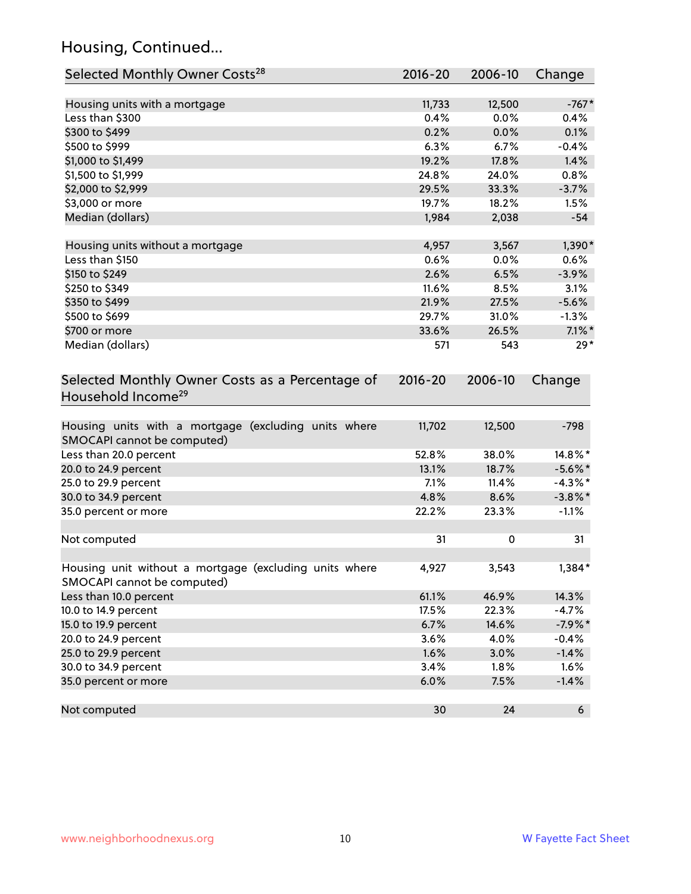## Housing, Continued...

| Selected Monthly Owner Costs[28] | 2016-20 | 2006-10 | Change |
|---|---|---|---|
| Housing units with a mortgage | 11,733 | 12,500 | -767* |
| Less than $300 | 0.4% | 0.0% | 0.4% |
| $300 to $499 | 0.2% | 0.0% | 0.1% |
| $500 to $999 | 6.3% | 6.7% | -0.4% |
| $1,000 to $1,499 | 19.2% | 17.8% | 1.4% |
| $1,500 to $1,999 | 24.8% | 24.0% | 0.8% |
| $2,000 to $2,999 | 29.5% | 33.3% | -3.7% |
| $3,000 or more | 19.7% | 18.2% | 1.5% |
| Median (dollars) | 1,984 | 2,038 | -54 |
| | | | |
| Housing units without a mortgage | 4,957 | 3,567 | 1,390* |
| Less than $150 | 0.6% | 0.0% | 0.6% |
| $150 to $249 | 2.6% | 6.5% | -3.9% |
| $250 to $349 | 11.6% | 8.5% | 3.1% |
| $350 to $499 | 21.9% | 27.5% | -5.6% |
| $500 to $699 | 29.7% | 31.0% | -1.3% |
| $700 or more | 33.6% | 26.5% | 7.1%* |
| Median (dollars) | 571 | 543 | 29* |

| Selected Monthly Owner Costs as a Percentage of Household Income[29] | 2016-20 | 2006-10 | Change |
|---|---|---|---|
| Housing units with a mortgage (excluding units where SMOCAPI cannot be computed) | 11,702 | 12,500 | -798 |
| Less than 20.0 percent | 52.8% | 38.0% | 14.8%* |
| 20.0 to 24.9 percent | 13.1% | 18.7% | -5.6%* |
| 25.0 to 29.9 percent | 7.1% | 11.4% | -4.3%* |
| 30.0 to 34.9 percent | 4.8% | 8.6% | -3.8%* |
| 35.0 percent or more | 22.2% | 23.3% | -1.1% |
| | | | |
| Not computed | 31 | 0 | 31 |
| | | | |
| Housing unit without a mortgage (excluding units where SMOCAPI cannot be computed) | 4,927 | 3,543 | 1,384* |
| Less than 10.0 percent | 61.1% | 46.9% | 14.3% |
| 10.0 to 14.9 percent | 17.5% | 22.3% | -4.7% |
| 15.0 to 19.9 percent | 6.7% | 14.6% | -7.9%* |
| 20.0 to 24.9 percent | 3.6% | 4.0% | -0.4% |
| 25.0 to 29.9 percent | 1.6% | 3.0% | -1.4% |
| 30.0 to 34.9 percent | 3.4% | 1.8% | 1.6% |
| 35.0 percent or more | 6.0% | 7.5% | -1.4% |
| | | | |
| Not computed | 30 | 24 | 6 |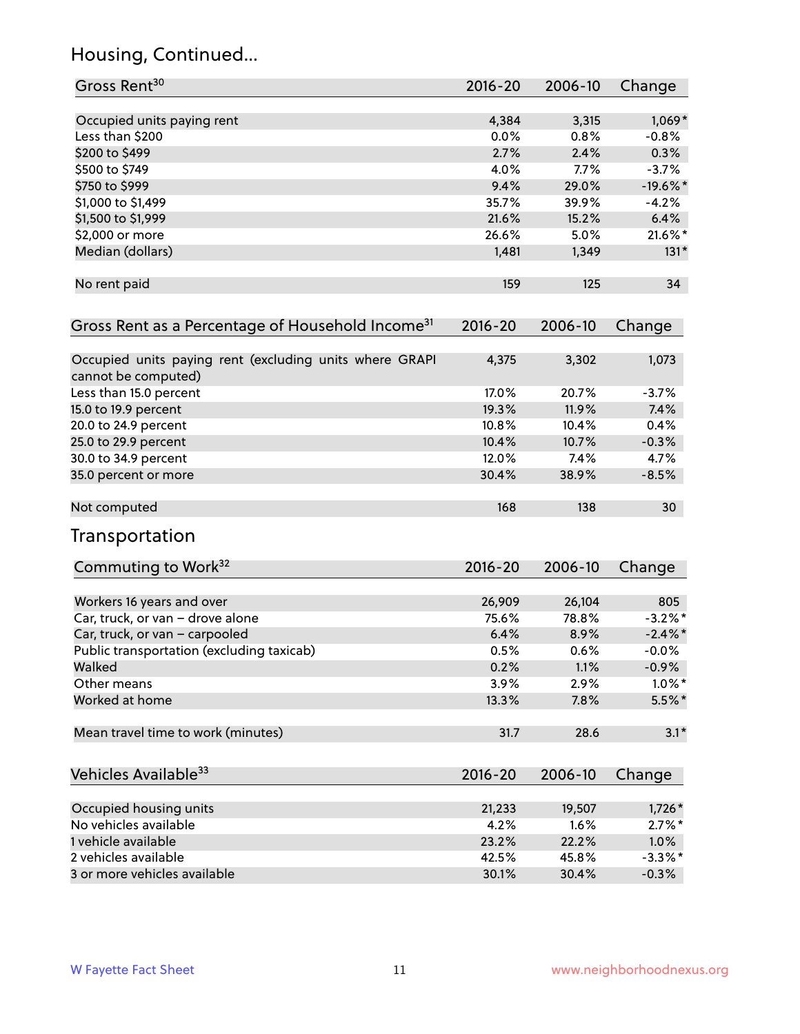## Housing, Continued...

| Gross Rent[30] | 2016-20 | 2006-10 | Change |
|---|---|---|---|
| Occupied units paying rent | 4,384 | 3,315 | 1,069* |
| Less than $200 | 0.0% | 0.8% | -0.8% |
| $200 to $499 | 2.7% | 2.4% | 0.3% |
| $500 to $749 | 4.0% | 7.7% | -3.7% |
| $750 to $999 | 9.4% | 29.0% | -19.6%* |
| $1,000 to $1,499 | 35.7% | 39.9% | -4.2% |
| $1,500 to $1,999 | 21.6% | 15.2% | 6.4% |
| $2,000 or more | 26.6% | 5.0% | 21.6%* |
| Median (dollars) | 1,481 | 1,349 | 131* |
| No rent paid | 159 | 125 | 34 |

| Gross Rent as a Percentage of Household Income[31] | 2016-20 | 2006-10 | Change |
|---|---|---|---|
| Occupied units paying rent (excluding units where GRAPI cannot be computed) | 4,375 | 3,302 | 1,073 |
| Less than 15.0 percent | 17.0% | 20.7% | -3.7% |
| 15.0 to 19.9 percent | 19.3% | 11.9% | 7.4% |
| 20.0 to 24.9 percent | 10.8% | 10.4% | 0.4% |
| 25.0 to 29.9 percent | 10.4% | 10.7% | -0.3% |
| 30.0 to 34.9 percent | 12.0% | 7.4% | 4.7% |
| 35.0 percent or more | 30.4% | 38.9% | -8.5% |
| Not computed | 168 | 138 | 30 |

## Transportation

| Commuting to Work[32] | 2016-20 | 2006-10 | Change |
|---|---|---|---|
| Workers 16 years and over | 26,909 | 26,104 | 805 |
| Car, truck, or van – drove alone | 75.6% | 78.8% | -3.2%* |
| Car, truck, or van – carpooled | 6.4% | 8.9% | -2.4%* |
| Public transportation (excluding taxicab) | 0.5% | 0.6% | -0.0% |
| Walked | 0.2% | 1.1% | -0.9% |
| Other means | 3.9% | 2.9% | 1.0%* |
| Worked at home | 13.3% | 7.8% | 5.5%* |
| Mean travel time to work (minutes) | 31.7 | 28.6 | 3.1* |

| Vehicles Available[33] | 2016-20 | 2006-10 | Change |
|---|---|---|---|
| Occupied housing units | 21,233 | 19,507 | 1,726* |
| No vehicles available | 4.2% | 1.6% | 2.7%* |
| 1 vehicle available | 23.2% | 22.2% | 1.0% |
| 2 vehicles available | 42.5% | 45.8% | -3.3%* |
| 3 or more vehicles available | 30.1% | 30.4% | -0.3% |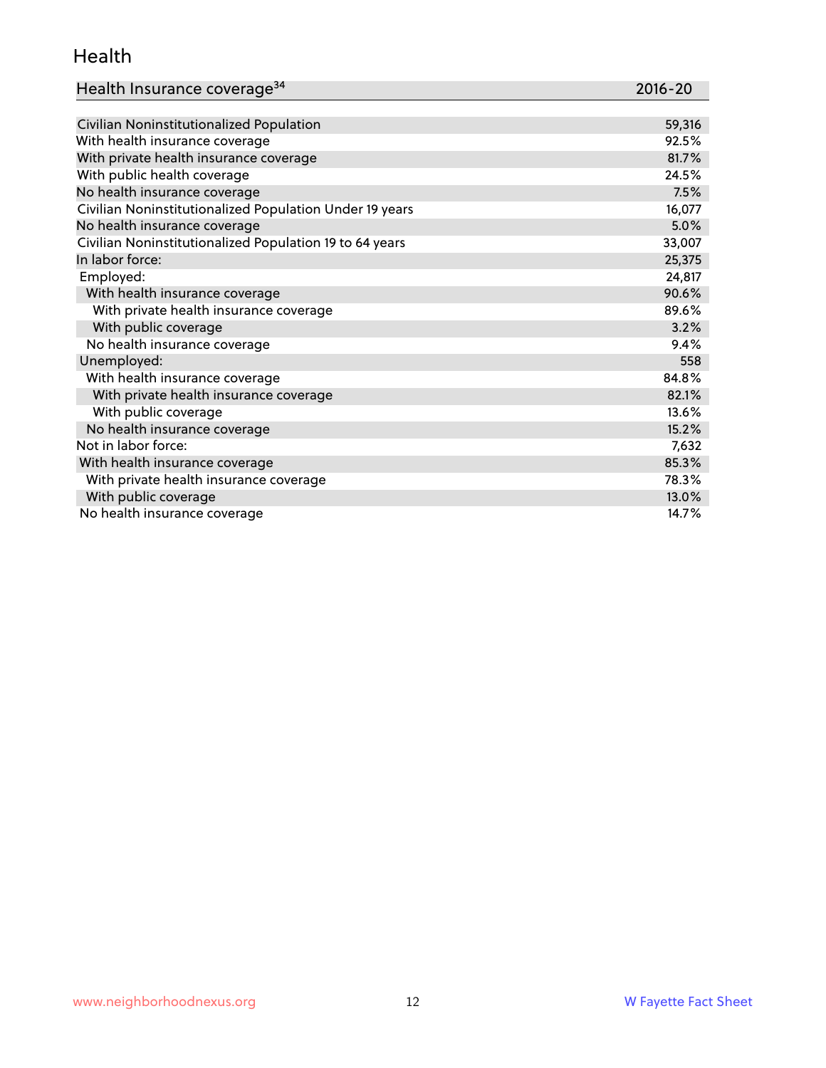# Health

| Health Insurance coverage[34] | 2016-20 |
|---|---|
| Civilian Noninstitutionalized Population | 59,316 |
| With health insurance coverage | 92.5% |
| With private health insurance coverage | 81.7% |
| With public health coverage | 24.5% |
| No health insurance coverage | 7.5% |
| Civilian Noninstitutionalized Population Under 19 years | 16,077 |
| No health insurance coverage | 5.0% |
| Civilian Noninstitutionalized Population 19 to 64 years | 33,007 |
| In labor force: | 25,375 |
| Employed: | 24,817 |
| With health insurance coverage | 90.6% |
| With private health insurance coverage | 89.6% |
| With public coverage | 3.2% |
| No health insurance coverage | 9.4% |
| Unemployed: | 558 |
| With health insurance coverage | 84.8% |
| With private health insurance coverage | 82.1% |
| With public coverage | 13.6% |
| No health insurance coverage | 15.2% |
| Not in labor force: | 7,632 |
| With health insurance coverage | 85.3% |
| With private health insurance coverage | 78.3% |
| With public coverage | 13.0% |
| No health insurance coverage | 14.7% |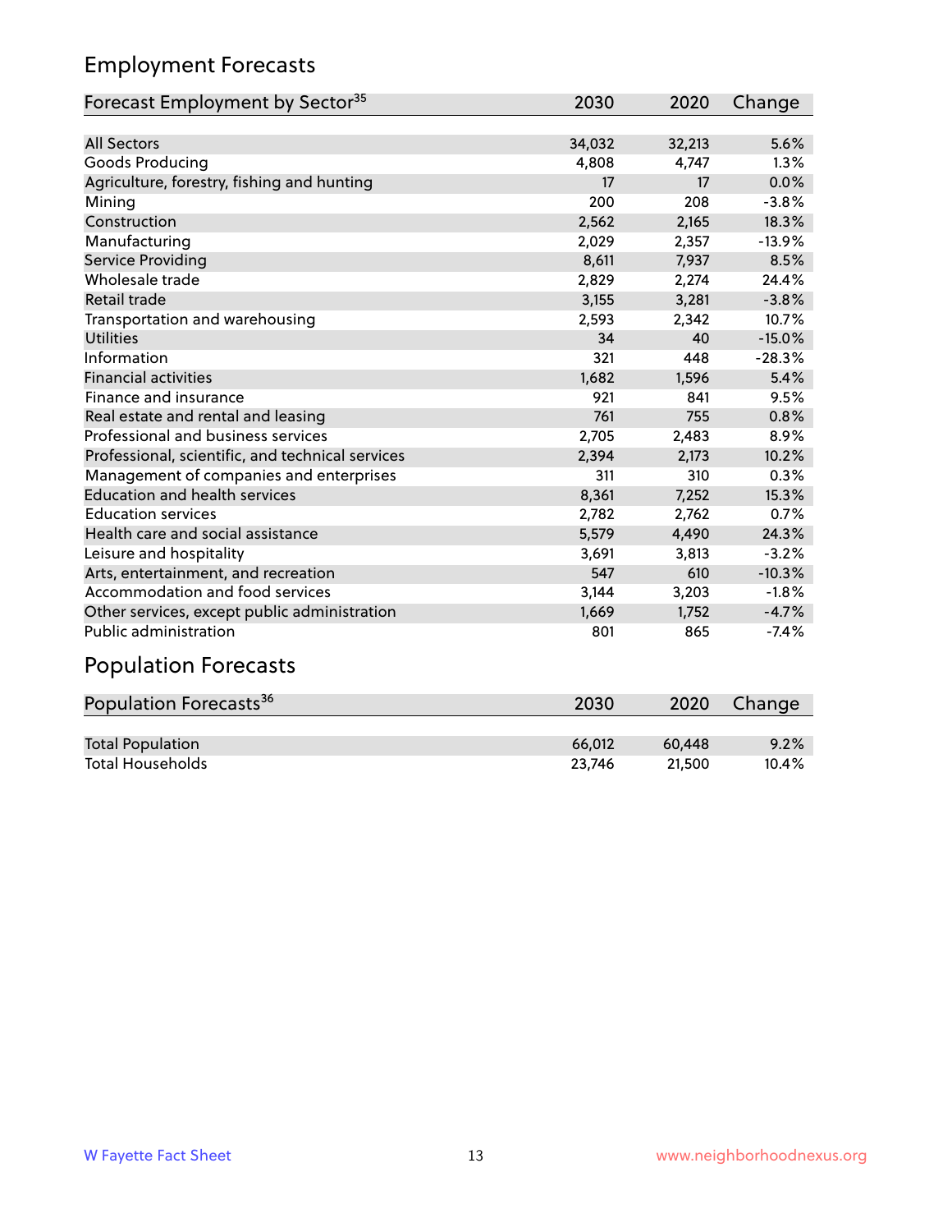## Employment Forecasts

| Forecast Employment by Sector[35] | 2030 | 2020 | Change |
|---|---|---|---|
| All Sectors | 34,032 | 32,213 | 5.6% |
| Goods Producing | 4,808 | 4,747 | 1.3% |
| Agriculture, forestry, fishing and hunting | 17 | 17 | 0.0% |
| Mining | 200 | 208 | -3.8% |
| Construction | 2,562 | 2,165 | 18.3% |
| Manufacturing | 2,029 | 2,357 | -13.9% |
| Service Providing | 8,611 | 7,937 | 8.5% |
| Wholesale trade | 2,829 | 2,274 | 24.4% |
| Retail trade | 3,155 | 3,281 | -3.8% |
| Transportation and warehousing | 2,593 | 2,342 | 10.7% |
| Utilities | 34 | 40 | -15.0% |
| Information | 321 | 448 | -28.3% |
| Financial activities | 1,682 | 1,596 | 5.4% |
| Finance and insurance | 921 | 841 | 9.5% |
| Real estate and rental and leasing | 761 | 755 | 0.8% |
| Professional and business services | 2,705 | 2,483 | 8.9% |
| Professional, scientific, and technical services | 2,394 | 2,173 | 10.2% |
| Management of companies and enterprises | 311 | 310 | 0.3% |
| Education and health services | 8,361 | 7,252 | 15.3% |
| Education services | 2,782 | 2,762 | 0.7% |
| Health care and social assistance | 5,579 | 4,490 | 24.3% |
| Leisure and hospitality | 3,691 | 3,813 | -3.2% |
| Arts, entertainment, and recreation | 547 | 610 | -10.3% |
| Accommodation and food services | 3,144 | 3,203 | -1.8% |
| Other services, except public administration | 1,669 | 1,752 | -4.7% |
| Public administration | 801 | 865 | -7.4% |

## Population Forecasts

| Population Forecasts[36] | 2030 | 2020 | Change |
|---|---|---|---|
| Total Population | 66,012 | 60,448 | 9.2% |
| Total Households | 23,746 | 21,500 | 10.4% |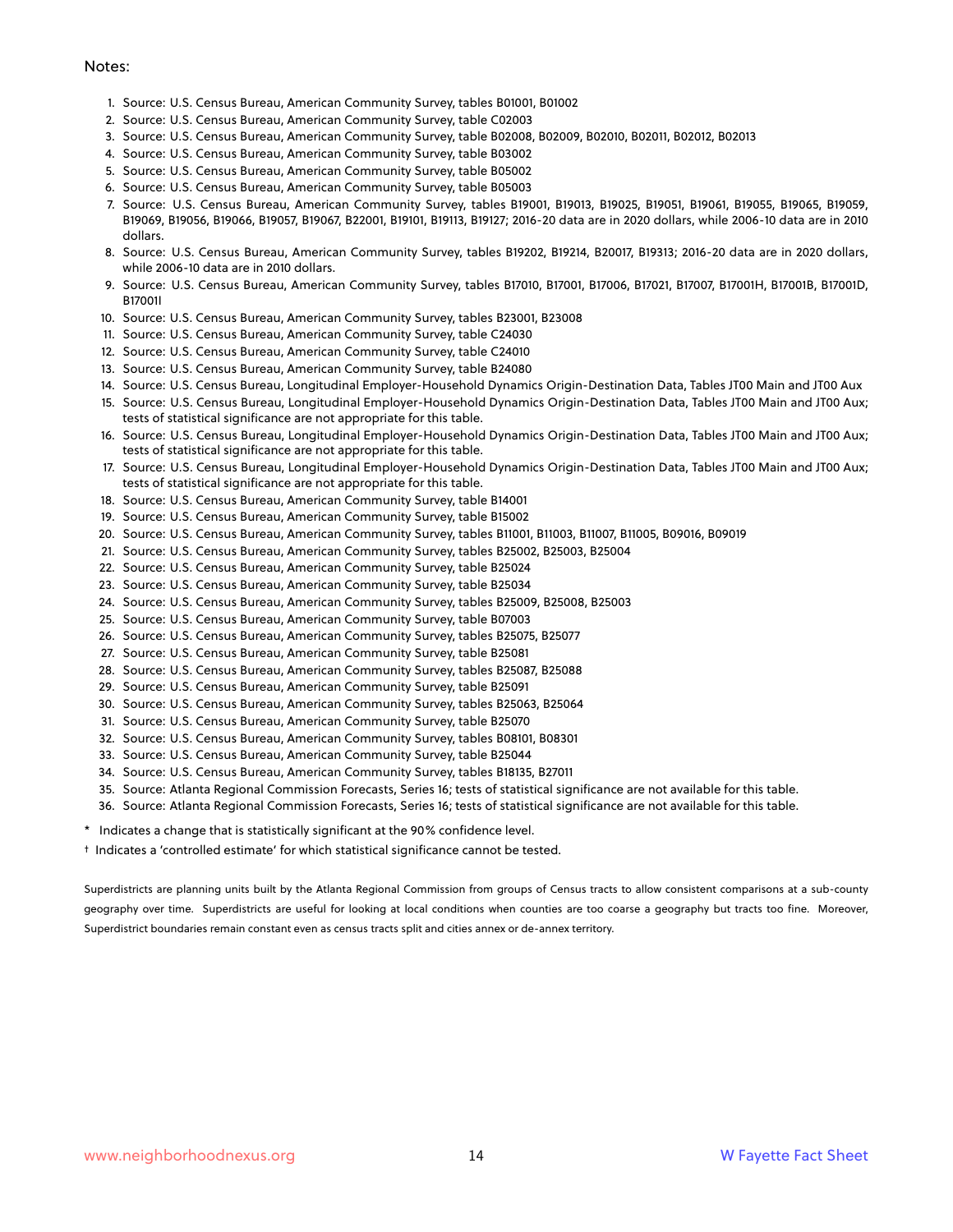Notes:

1. Source: U.S. Census Bureau, American Community Survey, tables B01001, B01002
2. Source: U.S. Census Bureau, American Community Survey, table C02003
3. Source: U.S. Census Bureau, American Community Survey, table B02008, B02009, B02010, B02011, B02012, B02013
4. Source: U.S. Census Bureau, American Community Survey, table B03002
5. Source: U.S. Census Bureau, American Community Survey, table B05002
6. Source: U.S. Census Bureau, American Community Survey, table B05003
7. Source: U.S. Census Bureau, American Community Survey, tables B19001, B19013, B19025, B19051, B19061, B19055, B19065, B19059, B19069, B19056, B19066, B19057, B19067, B22001, B19101, B19113, B19127; 2016-20 data are in 2020 dollars, while 2006-10 data are in 2010 dollars.
8. Source: U.S. Census Bureau, American Community Survey, tables B19202, B19214, B20017, B19313; 2016-20 data are in 2020 dollars, while 2006-10 data are in 2010 dollars.
9. Source: U.S. Census Bureau, American Community Survey, tables B17010, B17001, B17006, B17021, B17007, B17001H, B17001B, B17001D, B17001I
10. Source: U.S. Census Bureau, American Community Survey, tables B23001, B23008
11. Source: U.S. Census Bureau, American Community Survey, table C24030
12. Source: U.S. Census Bureau, American Community Survey, table C24010
13. Source: U.S. Census Bureau, American Community Survey, table B24080
14. Source: U.S. Census Bureau, Longitudinal Employer-Household Dynamics Origin-Destination Data, Tables JT00 Main and JT00 Aux
15. Source: U.S. Census Bureau, Longitudinal Employer-Household Dynamics Origin-Destination Data, Tables JT00 Main and JT00 Aux; tests of statistical significance are not appropriate for this table.
16. Source: U.S. Census Bureau, Longitudinal Employer-Household Dynamics Origin-Destination Data, Tables JT00 Main and JT00 Aux; tests of statistical significance are not appropriate for this table.
17. Source: U.S. Census Bureau, Longitudinal Employer-Household Dynamics Origin-Destination Data, Tables JT00 Main and JT00 Aux; tests of statistical significance are not appropriate for this table.
18. Source: U.S. Census Bureau, American Community Survey, table B14001
19. Source: U.S. Census Bureau, American Community Survey, table B15002
20. Source: U.S. Census Bureau, American Community Survey, tables B11001, B11003, B11007, B11005, B09016, B09019
21. Source: U.S. Census Bureau, American Community Survey, tables B25002, B25003, B25004
22. Source: U.S. Census Bureau, American Community Survey, table B25024
23. Source: U.S. Census Bureau, American Community Survey, table B25034
24. Source: U.S. Census Bureau, American Community Survey, tables B25009, B25008, B25003
25. Source: U.S. Census Bureau, American Community Survey, table B07003
26. Source: U.S. Census Bureau, American Community Survey, tables B25075, B25077
27. Source: U.S. Census Bureau, American Community Survey, table B25081
28. Source: U.S. Census Bureau, American Community Survey, tables B25087, B25088
29. Source: U.S. Census Bureau, American Community Survey, table B25091
30. Source: U.S. Census Bureau, American Community Survey, tables B25063, B25064
31. Source: U.S. Census Bureau, American Community Survey, table B25070
32. Source: U.S. Census Bureau, American Community Survey, tables B08101, B08301
33. Source: U.S. Census Bureau, American Community Survey, table B25044
34. Source: U.S. Census Bureau, American Community Survey, tables B18135, B27011
35. Source: Atlanta Regional Commission Forecasts, Series 16; tests of statistical significance are not available for this table.
36. Source: Atlanta Regional Commission Forecasts, Series 16; tests of statistical significance are not available for this table.

\* Indicates a change that is statistically significant at the 90% confidence level.

† Indicates a 'controlled estimate' for which statistical significance cannot be tested.

Superdistricts are planning units built by the Atlanta Regional Commission from groups of Census tracts to allow consistent comparisons at a sub-county geography over time. Superdistricts are useful for looking at local conditions when counties are too coarse a geography but tracts too fine. Moreover, Superdistrict boundaries remain constant even as census tracts split and cities annex or de-annex territory.